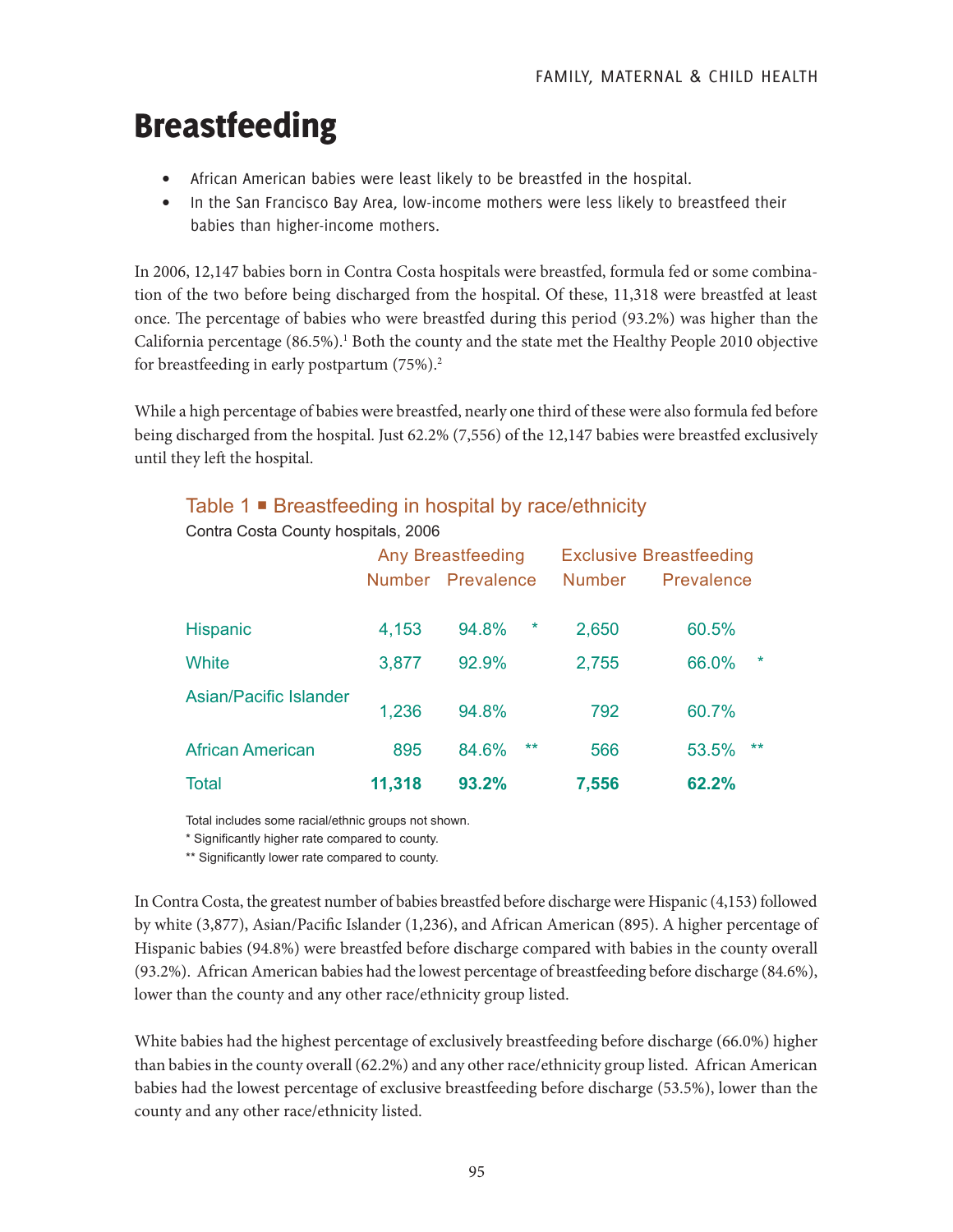// Breastfeeding

- African American babies were least likely to be breastfed in the hospital.
- In the San Francisco Bay Area, low-income mothers were less likely to breastfeed their babies than higher-income mothers.

In 2006, 12,147 babies born in Contra Costa hospitals were breastfed, formula fed or some combination of the two before being discharged from the hospital. Of these, 11,318 were breastfed at least once. The percentage of babies who were breastfed during this period (93.2%) was higher than the California percentage (86.5%).[1] Both the county and the state met the Healthy People 2010 objective for breastfeeding in early postpartum (75%).[2]

While a high percentage of babies were breastfed, nearly one third of these were also formula fed before being discharged from the hospital. Just 62.2% (7,556) of the 12,147 babies were breastfed exclusively until they left the hospital.

## Table 1 ■ Breastfeeding in hospital by race/ethnicity

Contra Costa County hospitals, 2006

| | Any Breastfeeding | | | Exclusive Breastfeeding | | |
|---|---|---|---|---|---|---|
| | Number | Prevalence | | Number | Prevalence | |
| Hispanic | 4,153 | 94.8% | * | 2,650 | 60.5% | |
| White | 3,877 | 92.9% | | 2,755 | 66.0% | * |
| Asian/Pacific Islander | 1,236 | 94.8% | | 792 | 60.7% | |
| African American | 895 | 84.6% | ** | 566 | 53.5% | ** |
| **Total** | **11,318** | **93.2%** | | **7,556** | **62.2%** | |

Total includes some racial/ethnic groups not shown.
* Significantly higher rate compared to county.
** Significantly lower rate compared to county.

In Contra Costa, the greatest number of babies breastfed before discharge were Hispanic (4,153) followed by white (3,877), Asian/Pacific Islander (1,236), and African American (895). A higher percentage of Hispanic babies (94.8%) were breastfed before discharge compared with babies in the county overall (93.2%). African American babies had the lowest percentage of breastfeeding before discharge (84.6%), lower than the county and any other race/ethnicity group listed.

White babies had the highest percentage of exclusively breastfeeding before discharge (66.0%) higher than babies in the county overall (62.2%) and any other race/ethnicity group listed. African American babies had the lowest percentage of exclusive breastfeeding before discharge (53.5%), lower than the county and any other race/ethnicity listed.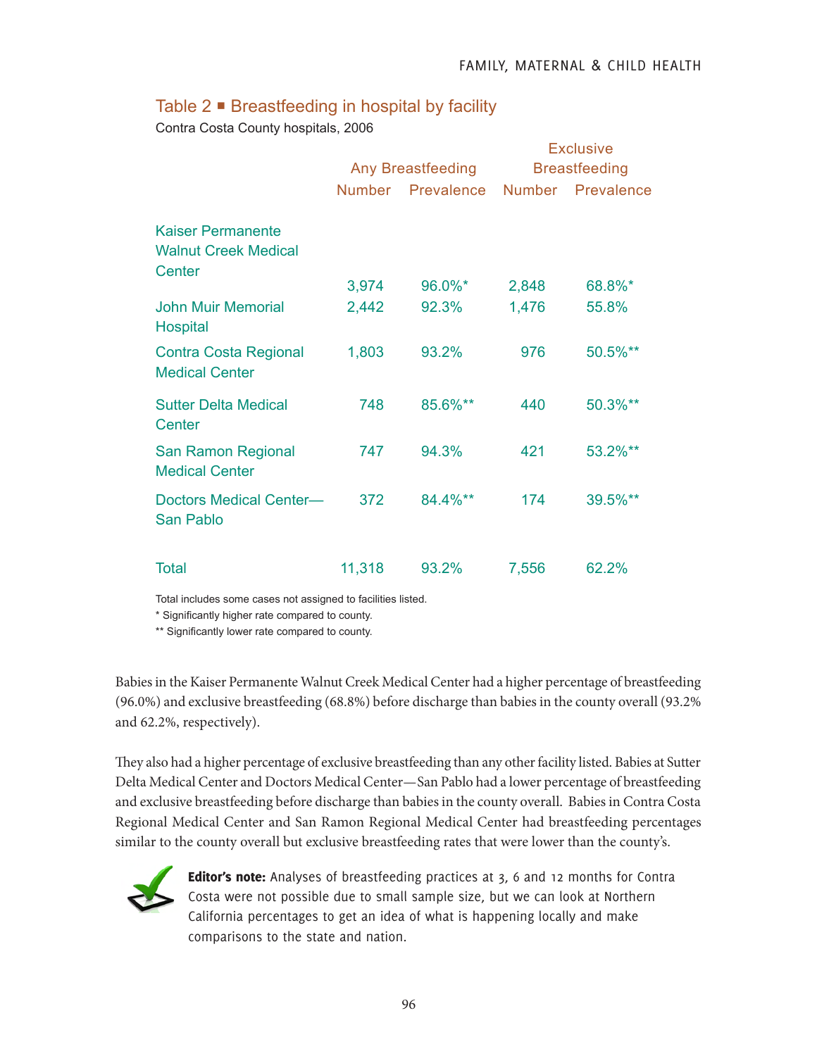## Table 2 ■ Breastfeeding in hospital by facility

Contra Costa County hospitals, 2006

| | Any Breastfeeding | | Exclusive Breastfeeding | |
|---|---|---|---|---|
| | Number | Prevalence | Number | Prevalence |
| Kaiser Permanente Walnut Creek Medical Center | 3,974 | 96.0%* | 2,848 | 68.8%* |
| John Muir Memorial Hospital | 2,442 | 92.3% | 1,476 | 55.8% |
| Contra Costa Regional Medical Center | 1,803 | 93.2% | 976 | 50.5%** |
| Sutter Delta Medical Center | 748 | 85.6%** | 440 | 50.3%** |
| San Ramon Regional Medical Center | 747 | 94.3% | 421 | 53.2%** |
| Doctors Medical Center—San Pablo | 372 | 84.4%** | 174 | 39.5%** |
| Total | 11,318 | 93.2% | 7,556 | 62.2% |

Total includes some cases not assigned to facilities listed.
* Significantly higher rate compared to county.
** Significantly lower rate compared to county.

Babies in the Kaiser Permanente Walnut Creek Medical Center had a higher percentage of breastfeeding (96.0%) and exclusive breastfeeding (68.8%) before discharge than babies in the county overall (93.2% and 62.2%, respectively).

They also had a higher percentage of exclusive breastfeeding than any other facility listed. Babies at Sutter Delta Medical Center and Doctors Medical Center—San Pablo had a lower percentage of breastfeeding and exclusive breastfeeding before discharge than babies in the county overall. Babies in Contra Costa Regional Medical Center and San Ramon Regional Medical Center had breastfeeding percentages similar to the county overall but exclusive breastfeeding rates that were lower than the county's.

**Editor's note:** Analyses of breastfeeding practices at 3, 6 and 12 months for Contra Costa were not possible due to small sample size, but we can look at Northern California percentages to get an idea of what is happening locally and make comparisons to the state and nation.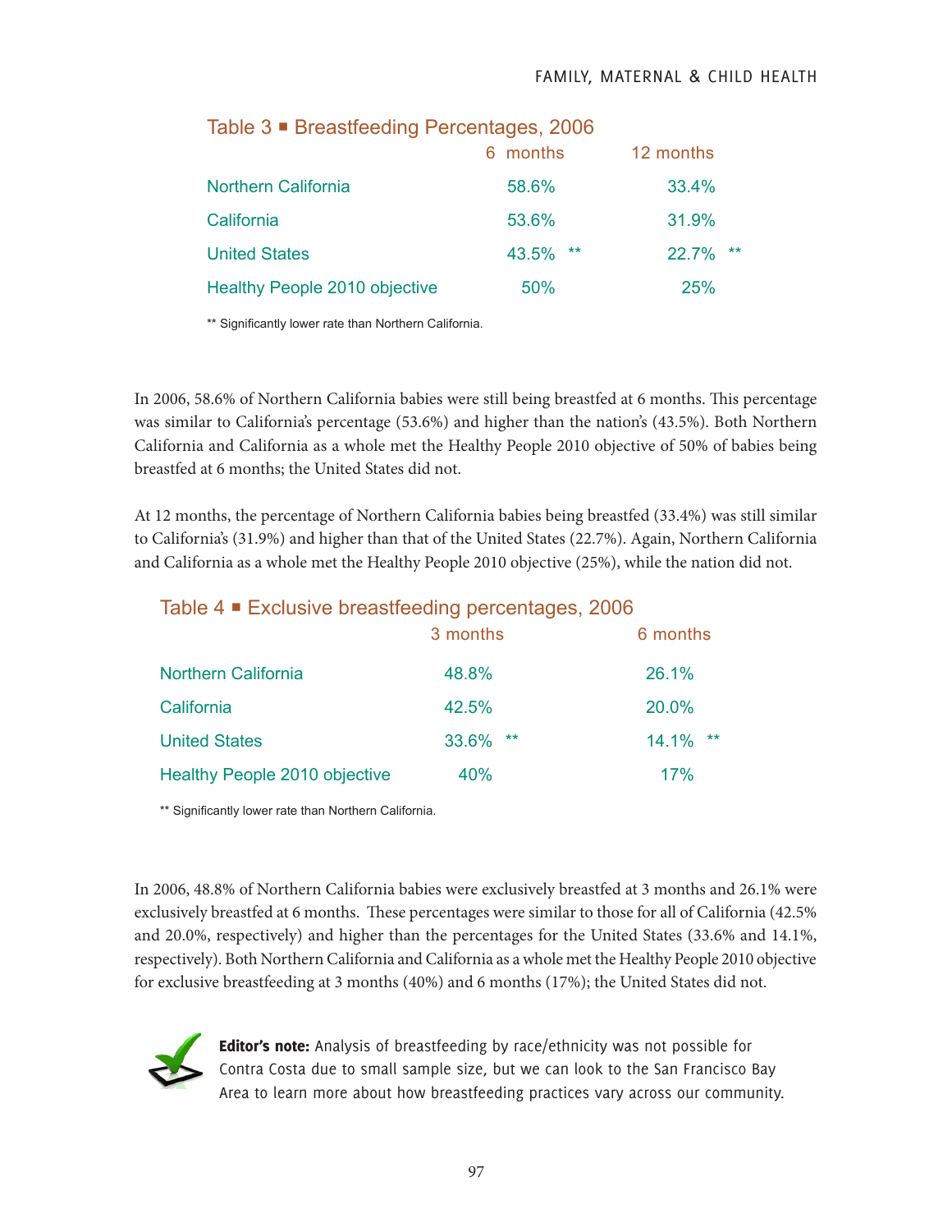## Table 3 ■ Breastfeeding Percentages, 2006

| | 6 months | 12 months |
|---|---|---|
| Northern California | 58.6% | 33.4% |
| California | 53.6% | 31.9% |
| United States | 43.5% ** | 22.7% ** |
| Healthy People 2010 objective | 50% | 25% |

** Significantly lower rate than Northern California.

In 2006, 58.6% of Northern California babies were still being breastfed at 6 months. This percentage was similar to California's percentage (53.6%) and higher than the nation's (43.5%). Both Northern California and California as a whole met the Healthy People 2010 objective of 50% of babies being breastfed at 6 months; the United States did not.

At 12 months, the percentage of Northern California babies being breastfed (33.4%) was still similar to California's (31.9%) and higher than that of the United States (22.7%). Again, Northern California and California as a whole met the Healthy People 2010 objective (25%), while the nation did not.

## Table 4 ■ Exclusive breastfeeding percentages, 2006

| | 3 months | 6 months |
|---|---|---|
| Northern California | 48.8% | 26.1% |
| California | 42.5% | 20.0% |
| United States | 33.6% ** | 14.1% ** |
| Healthy People 2010 objective | 40% | 17% |

** Significantly lower rate than Northern California.

In 2006, 48.8% of Northern California babies were exclusively breastfed at 3 months and 26.1% were exclusively breastfed at 6 months. These percentages were similar to those for all of California (42.5% and 20.0%, respectively) and higher than the percentages for the United States (33.6% and 14.1%, respectively). Both Northern California and California as a whole met the Healthy People 2010 objective for exclusive breastfeeding at 3 months (40%) and 6 months (17%); the United States did not.

**Editor's note:** Analysis of breastfeeding by race/ethnicity was not possible for Contra Costa due to small sample size, but we can look to the San Francisco Bay Area to learn more about how breastfeeding practices vary across our community.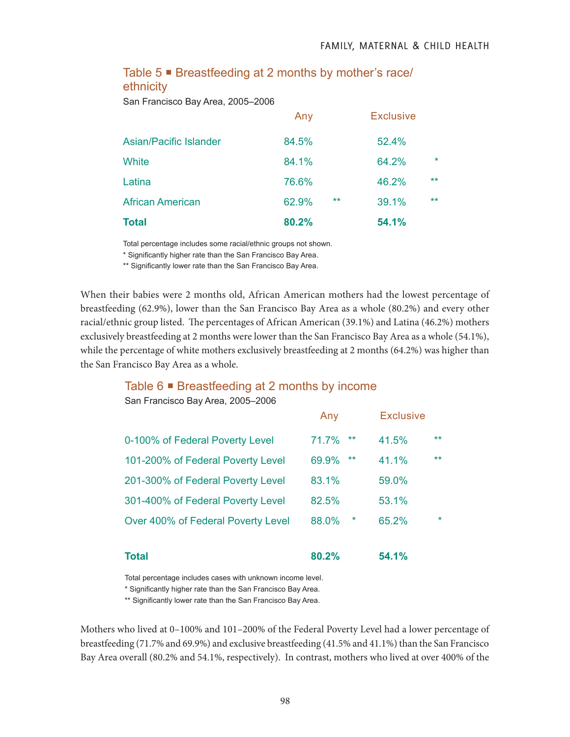### Table 5 ▪ Breastfeeding at 2 months by mother's race/ethnicity

San Francisco Bay Area, 2005–2006

| | Any | | Exclusive | |
|---|---|---|---|---|
| Asian/Pacific Islander | 84.5% | | 52.4% | |
| White | 84.1% | | 64.2% | * |
| Latina | 76.6% | | 46.2% | ** |
| African American | 62.9% | ** | 39.1% | ** |
| **Total** | **80.2%** | | **54.1%** | |

Total percentage includes some racial/ethnic groups not shown.
* Significantly higher rate than the San Francisco Bay Area.
** Significantly lower rate than the San Francisco Bay Area.

When their babies were 2 months old, African American mothers had the lowest percentage of breastfeeding (62.9%), lower than the San Francisco Bay Area as a whole (80.2%) and every other racial/ethnic group listed. The percentages of African American (39.1%) and Latina (46.2%) mothers exclusively breastfeeding at 2 months were lower than the San Francisco Bay Area as a whole (54.1%), while the percentage of white mothers exclusively breastfeeding at 2 months (64.2%) was higher than the San Francisco Bay Area as a whole.

### Table 6 ▪ Breastfeeding at 2 months by income

San Francisco Bay Area, 2005–2006

| | Any | | Exclusive | |
|---|---|---|---|---|
| 0-100% of Federal Poverty Level | 71.7% | ** | 41.5% | ** |
| 101-200% of Federal Poverty Level | 69.9% | ** | 41.1% | ** |
| 201-300% of Federal Poverty Level | 83.1% | | 59.0% | |
| 301-400% of Federal Poverty Level | 82.5% | | 53.1% | |
| Over 400% of Federal Poverty Level | 88.0% | * | 65.2% | * |
| **Total** | **80.2%** | | **54.1%** | |

Total percentage includes cases with unknown income level.
* Significantly higher rate than the San Francisco Bay Area.
** Significantly lower rate than the San Francisco Bay Area.

Mothers who lived at 0–100% and 101–200% of the Federal Poverty Level had a lower percentage of breastfeeding (71.7% and 69.9%) and exclusive breastfeeding (41.5% and 41.1%) than the San Francisco Bay Area overall (80.2% and 54.1%, respectively). In contrast, mothers who lived at over 400% of the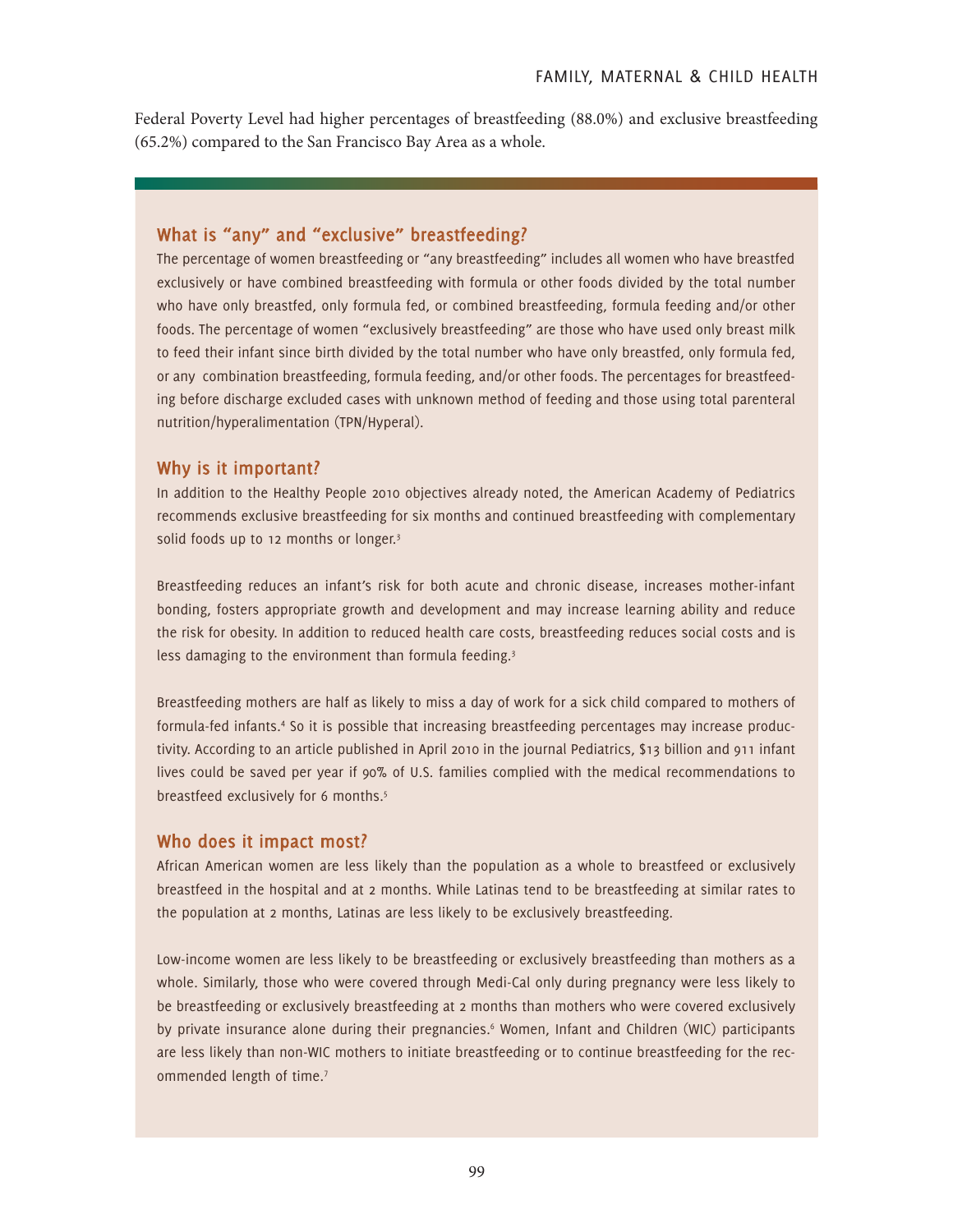Federal Poverty Level had higher percentages of breastfeeding (88.0%) and exclusive breastfeeding (65.2%) compared to the San Francisco Bay Area as a whole.

### What is "any" and "exclusive" breastfeeding?

The percentage of women breastfeeding or "any breastfeeding" includes all women who have breastfed exclusively or have combined breastfeeding with formula or other foods divided by the total number who have only breastfed, only formula fed, or combined breastfeeding, formula feeding and/or other foods. The percentage of women "exclusively breastfeeding" are those who have used only breast milk to feed their infant since birth divided by the total number who have only breastfed, only formula fed, or any combination breastfeeding, formula feeding, and/or other foods. The percentages for breastfeeding before discharge excluded cases with unknown method of feeding and those using total parenteral nutrition/hyperalimentation (TPN/Hyperal).

### Why is it important?

In addition to the Healthy People 2010 objectives already noted, the American Academy of Pediatrics recommends exclusive breastfeeding for six months and continued breastfeeding with complementary solid foods up to 12 months or longer.[3]

Breastfeeding reduces an infant's risk for both acute and chronic disease, increases mother-infant bonding, fosters appropriate growth and development and may increase learning ability and reduce the risk for obesity. In addition to reduced health care costs, breastfeeding reduces social costs and is less damaging to the environment than formula feeding.[3]

Breastfeeding mothers are half as likely to miss a day of work for a sick child compared to mothers of formula-fed infants.[4] So it is possible that increasing breastfeeding percentages may increase productivity. According to an article published in April 2010 in the journal Pediatrics, $13 billion and 911 infant lives could be saved per year if 90% of U.S. families complied with the medical recommendations to breastfeed exclusively for 6 months.[5]

### Who does it impact most?

African American women are less likely than the population as a whole to breastfeed or exclusively breastfeed in the hospital and at 2 months. While Latinas tend to be breastfeeding at similar rates to the population at 2 months, Latinas are less likely to be exclusively breastfeeding.

Low-income women are less likely to be breastfeeding or exclusively breastfeeding than mothers as a whole. Similarly, those who were covered through Medi-Cal only during pregnancy were less likely to be breastfeeding or exclusively breastfeeding at 2 months than mothers who were covered exclusively by private insurance alone during their pregnancies.[6] Women, Infant and Children (WIC) participants are less likely than non-WIC mothers to initiate breastfeeding or to continue breastfeeding for the recommended length of time.[7]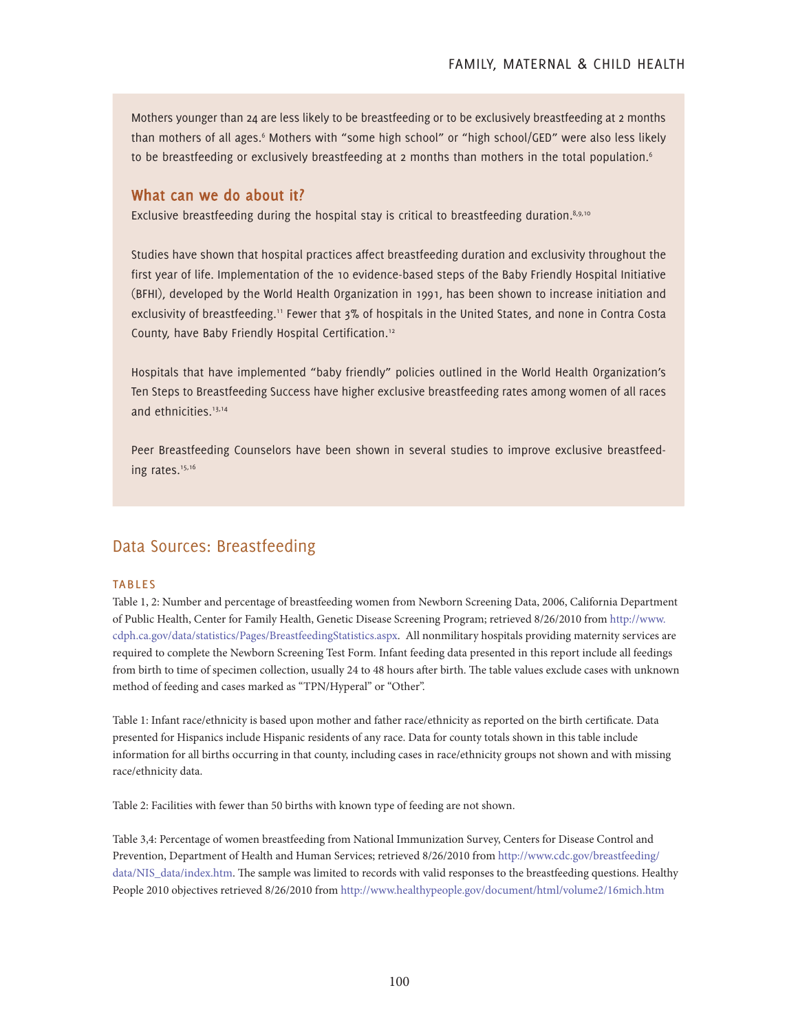Mothers younger than 24 are less likely to be breastfeeding or to be exclusively breastfeeding at 2 months than mothers of all ages.[6] Mothers with "some high school" or "high school/GED" were also less likely to be breastfeeding or exclusively breastfeeding at 2 months than mothers in the total population.[6]

### What can we do about it?

Exclusive breastfeeding during the hospital stay is critical to breastfeeding duration.[8,9,10]

Studies have shown that hospital practices affect breastfeeding duration and exclusivity throughout the first year of life. Implementation of the 10 evidence-based steps of the Baby Friendly Hospital Initiative (BFHI), developed by the World Health Organization in 1991, has been shown to increase initiation and exclusivity of breastfeeding.[11] Fewer that 3% of hospitals in the United States, and none in Contra Costa County, have Baby Friendly Hospital Certification.[12]

Hospitals that have implemented "baby friendly" policies outlined in the World Health Organization's Ten Steps to Breastfeeding Success have higher exclusive breastfeeding rates among women of all races and ethnicities.[13,14]

Peer Breastfeeding Counselors have been shown in several studies to improve exclusive breastfeeding rates.[15,16]

## Data Sources: Breastfeeding

#### TABLES

Table 1, 2: Number and percentage of breastfeeding women from Newborn Screening Data, 2006, California Department of Public Health, Center for Family Health, Genetic Disease Screening Program; retrieved 8/26/2010 from http://www.cdph.ca.gov/data/statistics/Pages/BreastfeedingStatistics.aspx. All nonmilitary hospitals providing maternity services are required to complete the Newborn Screening Test Form. Infant feeding data presented in this report include all feedings from birth to time of specimen collection, usually 24 to 48 hours after birth. The table values exclude cases with unknown method of feeding and cases marked as "TPN/Hyperal" or "Other".

Table 1: Infant race/ethnicity is based upon mother and father race/ethnicity as reported on the birth certificate. Data presented for Hispanics include Hispanic residents of any race. Data for county totals shown in this table include information for all births occurring in that county, including cases in race/ethnicity groups not shown and with missing race/ethnicity data.

Table 2: Facilities with fewer than 50 births with known type of feeding are not shown.

Table 3,4: Percentage of women breastfeeding from National Immunization Survey, Centers for Disease Control and Prevention, Department of Health and Human Services; retrieved 8/26/2010 from http://www.cdc.gov/breastfeeding/data/NIS_data/index.htm. The sample was limited to records with valid responses to the breastfeeding questions. Healthy People 2010 objectives retrieved 8/26/2010 from http://www.healthypeople.gov/document/html/volume2/16mich.htm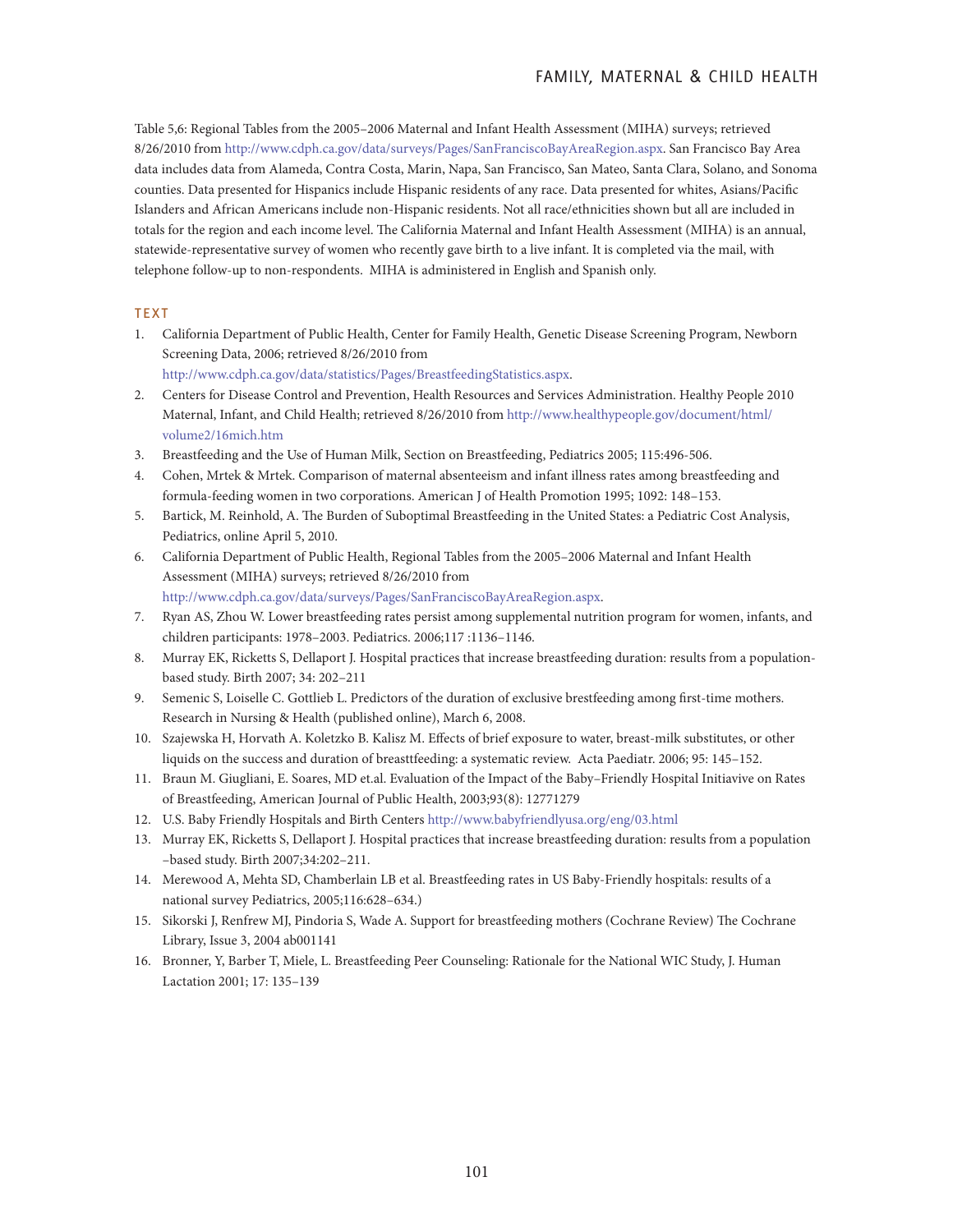Table 5,6: Regional Tables from the 2005–2006 Maternal and Infant Health Assessment (MIHA) surveys; retrieved 8/26/2010 from http://www.cdph.ca.gov/data/surveys/Pages/SanFranciscoBayAreaRegion.aspx. San Francisco Bay Area data includes data from Alameda, Contra Costa, Marin, Napa, San Francisco, San Mateo, Santa Clara, Solano, and Sonoma counties. Data presented for Hispanics include Hispanic residents of any race. Data presented for whites, Asians/Pacific Islanders and African Americans include non-Hispanic residents. Not all race/ethnicities shown but all are included in totals for the region and each income level. The California Maternal and Infant Health Assessment (MIHA) is an annual, statewide-representative survey of women who recently gave birth to a live infant. It is completed via the mail, with telephone follow-up to non-respondents. MIHA is administered in English and Spanish only.

## TEXT

1. California Department of Public Health, Center for Family Health, Genetic Disease Screening Program, Newborn Screening Data, 2006; retrieved 8/26/2010 from http://www.cdph.ca.gov/data/statistics/Pages/BreastfeedingStatistics.aspx.
2. Centers for Disease Control and Prevention, Health Resources and Services Administration. Healthy People 2010 Maternal, Infant, and Child Health; retrieved 8/26/2010 from http://www.healthypeople.gov/document/html/volume2/16mich.htm
3. Breastfeeding and the Use of Human Milk, Section on Breastfeeding, Pediatrics 2005; 115:496-506.
4. Cohen, Mrtek & Mrtek. Comparison of maternal absenteeism and infant illness rates among breastfeeding and formula-feeding women in two corporations. American J of Health Promotion 1995; 1092: 148–153.
5. Bartick, M. Reinhold, A. The Burden of Suboptimal Breastfeeding in the United States: a Pediatric Cost Analysis, Pediatrics, online April 5, 2010.
6. California Department of Public Health, Regional Tables from the 2005–2006 Maternal and Infant Health Assessment (MIHA) surveys; retrieved 8/26/2010 from http://www.cdph.ca.gov/data/surveys/Pages/SanFranciscoBayAreaRegion.aspx.
7. Ryan AS, Zhou W. Lower breastfeeding rates persist among supplemental nutrition program for women, infants, and children participants: 1978–2003. Pediatrics. 2006;117 :1136–1146.
8. Murray EK, Ricketts S, Dellaport J. Hospital practices that increase breastfeeding duration: results from a population-based study. Birth 2007; 34: 202–211
9. Semenic S, Loiselle C. Gottlieb L. Predictors of the duration of exclusive brestfeeding among first-time mothers. Research in Nursing & Health (published online), March 6, 2008.
10. Szajewska H, Horvath A. Koletzko B. Kalisz M. Effects of brief exposure to water, breast-milk substitutes, or other liquids on the success and duration of breasttfeeding: a systematic review. Acta Paediatr. 2006; 95: 145–152.
11. Braun M. Giugliani, E. Soares, MD et.al. Evaluation of the Impact of the Baby–Friendly Hospital Initiavive on Rates of Breastfeeding, American Journal of Public Health, 2003;93(8): 12771279
12. U.S. Baby Friendly Hospitals and Birth Centers http://www.babyfriendlyusa.org/eng/03.html
13. Murray EK, Ricketts S, Dellaport J. Hospital practices that increase breastfeeding duration: results from a population –based study. Birth 2007;34:202–211.
14. Merewood A, Mehta SD, Chamberlain LB et al. Breastfeeding rates in US Baby-Friendly hospitals: results of a national survey Pediatrics, 2005;116:628–634.)
15. Sikorski J, Renfrew MJ, Pindoria S, Wade A. Support for breastfeeding mothers (Cochrane Review) The Cochrane Library, Issue 3, 2004 ab001141
16. Bronner, Y, Barber T, Miele, L. Breastfeeding Peer Counseling: Rationale for the National WIC Study, J. Human Lactation 2001; 17: 135–139